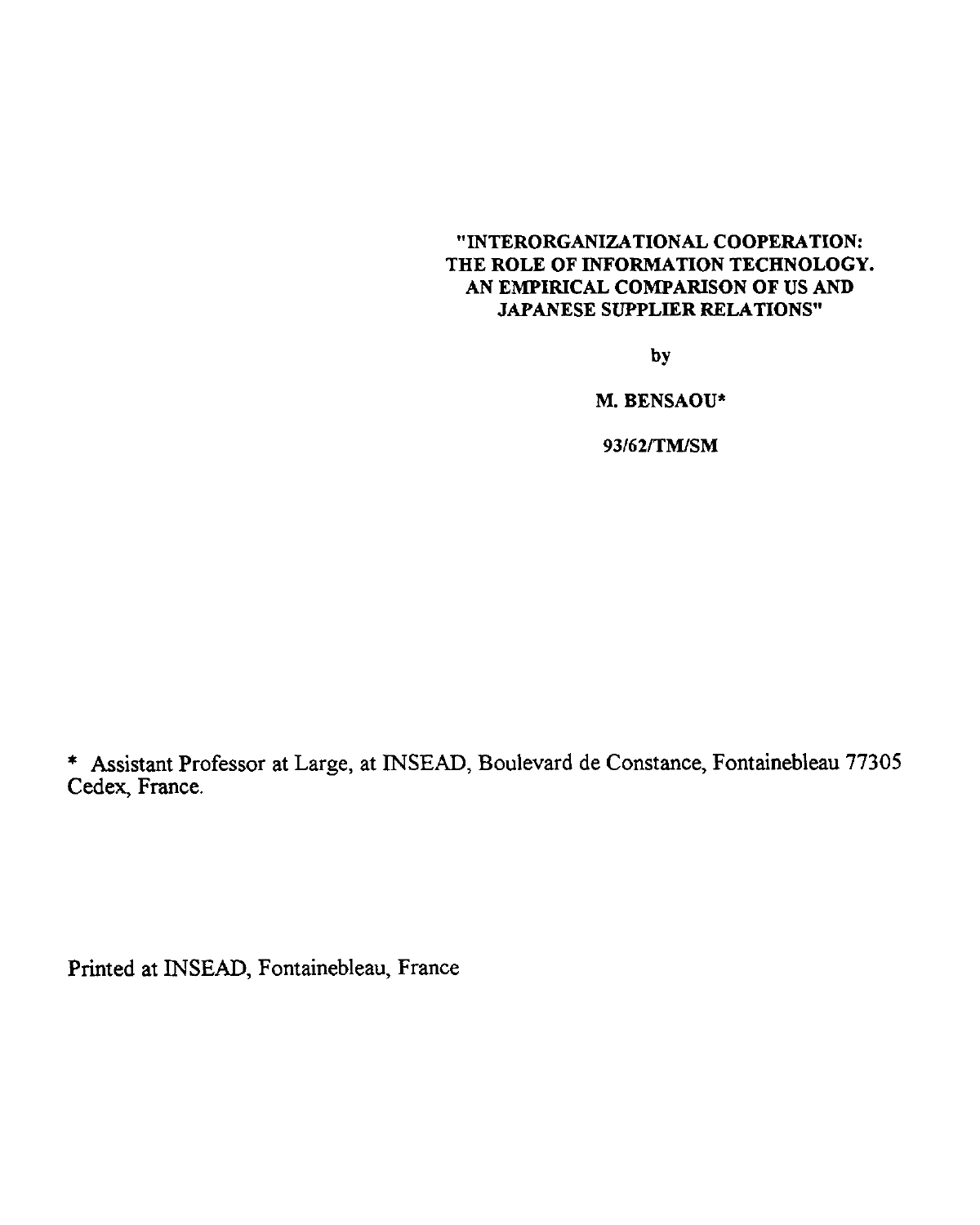# "INTERORGANIZATIONAL COOPERATION: THE ROLE OF INFORMATION TECHNOLOGY. AN EMPIRICAL COMPARISON OF US AND JAPANESE SUPPLIER RELATIONS"

by

**M. BENSAOU***

**93/62/TM/SM**

\* Assistant Professor at Large, at INSEAD, Boulevard de Constance, Fontainebleau 77305 Cedex, France.

Printed at INSEAD, Fontainebleau, France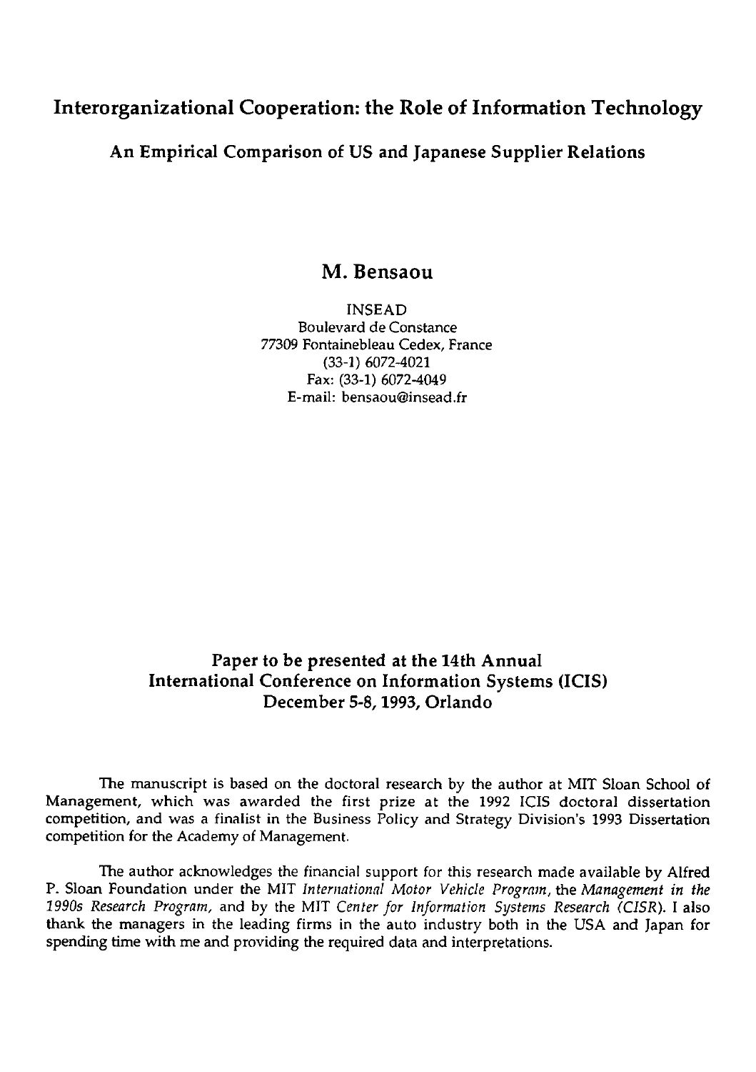# Interorganizational Cooperation: the Role of Information Technology

## An Empirical Comparison of US and Japanese Supplier Relations

### M. Bensaou

INSEAD
Boulevard de Constance
77309 Fontainebleau Cedex, France
(33-1) 6072-4021
Fax: (33-1) 6072-4049
E-mail: bensaou@insead.fr

**Paper to be presented at the 14th Annual International Conference on Information Systems (ICIS) December 5-8, 1993, Orlando**

The manuscript is based on the doctoral research by the author at MIT Sloan School of Management, which was awarded the first prize at the 1992 ICIS doctoral dissertation competition, and was a finalist in the Business Policy and Strategy Division's 1993 Dissertation competition for the Academy of Management.

The author acknowledges the financial support for this research made available by Alfred P. Sloan Foundation under the MIT *International Motor Vehicle Program*, the *Management in the 1990s Research Program*, and by the MIT *Center for Information Systems Research (CISR)*. I also thank the managers in the leading firms in the auto industry both in the USA and Japan for spending time with me and providing the required data and interpretations.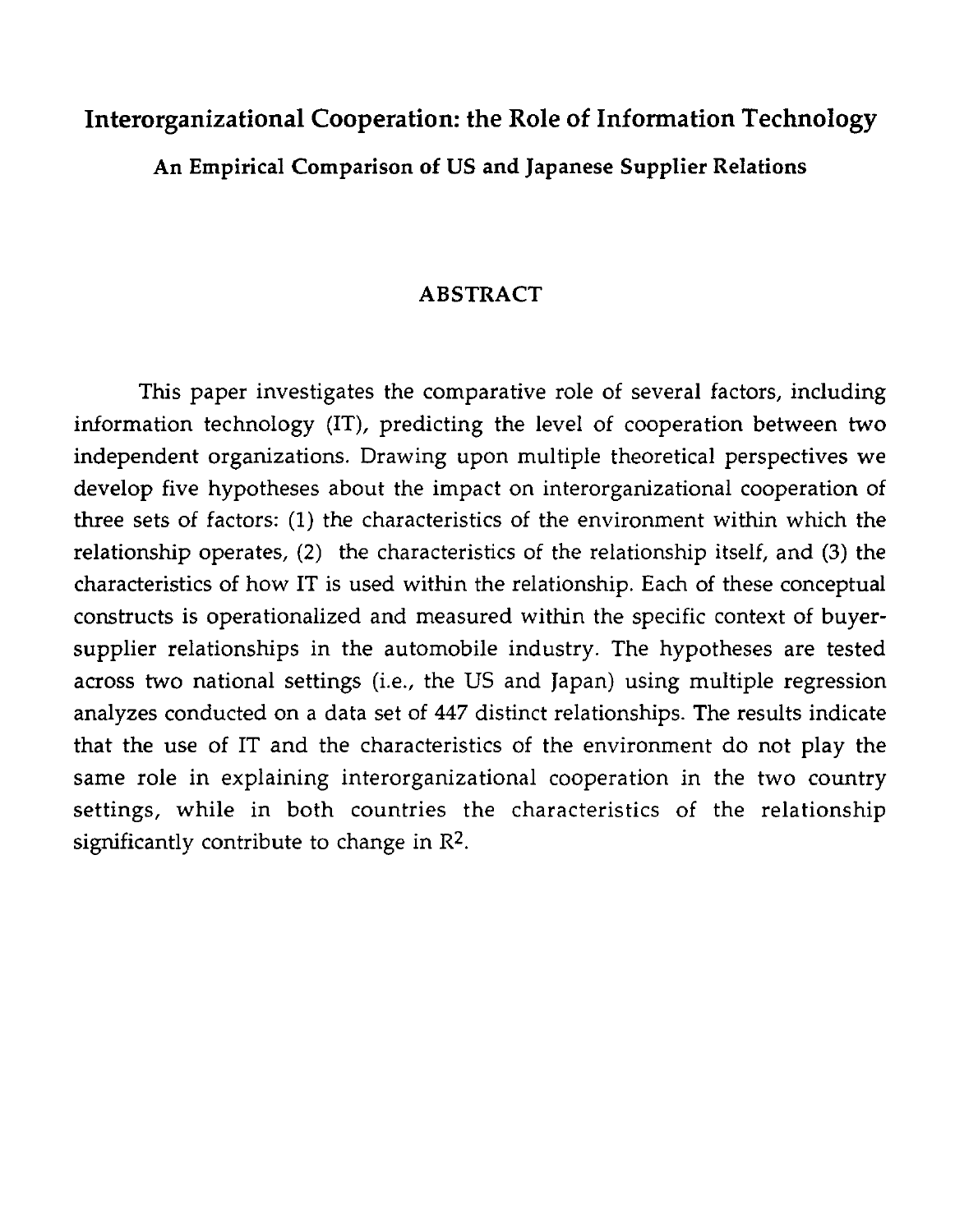# Interorganizational Cooperation: the Role of Information Technology

## An Empirical Comparison of US and Japanese Supplier Relations

## ABSTRACT

This paper investigates the comparative role of several factors, including information technology (IT), predicting the level of cooperation between two independent organizations. Drawing upon multiple theoretical perspectives we develop five hypotheses about the impact on interorganizational cooperation of three sets of factors: (1) the characteristics of the environment within which the relationship operates, (2) the characteristics of the relationship itself, and (3) the characteristics of how IT is used within the relationship. Each of these conceptual constructs is operationalized and measured within the specific context of buyer-supplier relationships in the automobile industry. The hypotheses are tested across two national settings (i.e., the US and Japan) using multiple regression analyzes conducted on a data set of 447 distinct relationships. The results indicate that the use of IT and the characteristics of the environment do not play the same role in explaining interorganizational cooperation in the two country settings, while in both countries the characteristics of the relationship significantly contribute to change in $R^2$.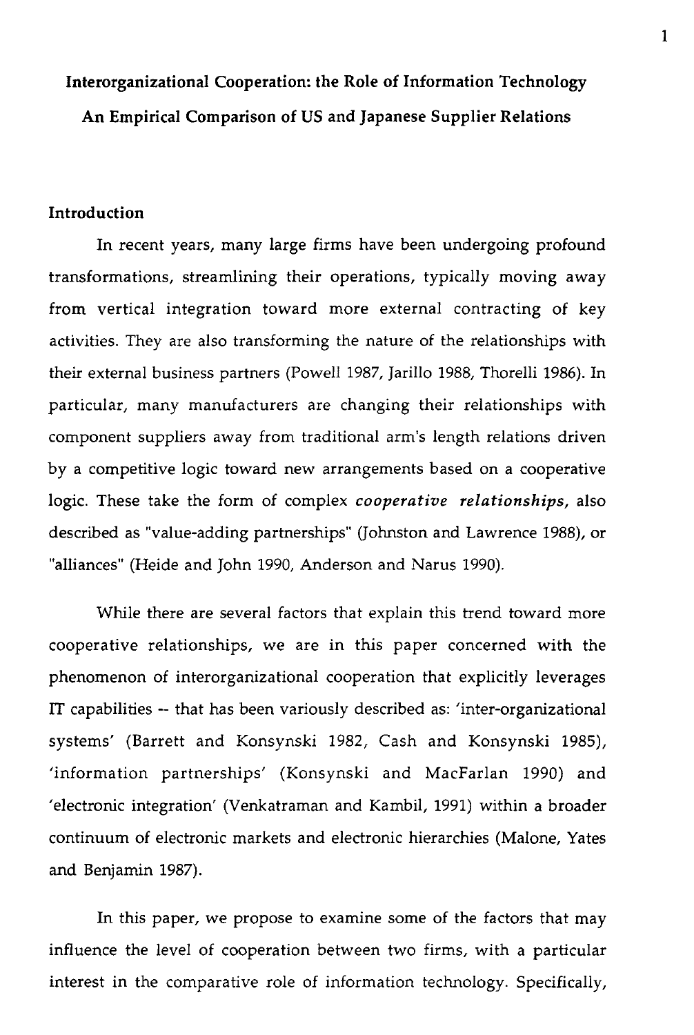# Interorganizational Cooperation: the Role of Information Technology
# An Empirical Comparison of US and Japanese Supplier Relations

## Introduction

In recent years, many large firms have been undergoing profound transformations, streamlining their operations, typically moving away from vertical integration toward more external contracting of key activities. They are also transforming the nature of the relationships with their external business partners (Powell 1987, Jarillo 1988, Thorelli 1986). In particular, many manufacturers are changing their relationships with component suppliers away from traditional arm's length relations driven by a competitive logic toward new arrangements based on a cooperative logic. These take the form of complex ***cooperative relationships***, also described as "value-adding partnerships" (Johnston and Lawrence 1988), or "alliances" (Heide and John 1990, Anderson and Narus 1990).

While there are several factors that explain this trend toward more cooperative relationships, we are in this paper concerned with the phenomenon of interorganizational cooperation that explicitly leverages IT capabilities -- that has been variously described as: 'inter-organizational systems' (Barrett and Konsynski 1982, Cash and Konsynski 1985), 'information partnerships' (Konsynski and MacFarlan 1990) and 'electronic integration' (Venkatraman and Kambil, 1991) within a broader continuum of electronic markets and electronic hierarchies (Malone, Yates and Benjamin 1987).

In this paper, we propose to examine some of the factors that may influence the level of cooperation between two firms, with a particular interest in the comparative role of information technology. Specifically,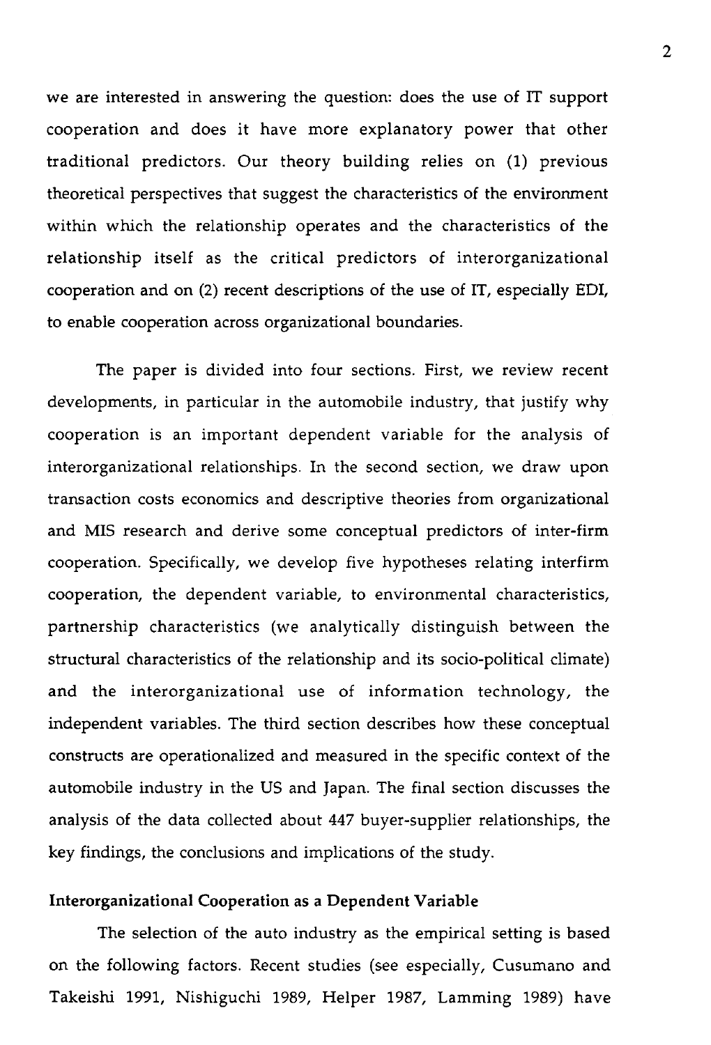we are interested in answering the question: does the use of IT support cooperation and does it have more explanatory power that other traditional predictors. Our theory building relies on (1) previous theoretical perspectives that suggest the characteristics of the environment within which the relationship operates and the characteristics of the relationship itself as the critical predictors of interorganizational cooperation and on (2) recent descriptions of the use of IT, especially EDI, to enable cooperation across organizational boundaries.

The paper is divided into four sections. First, we review recent developments, in particular in the automobile industry, that justify why cooperation is an important dependent variable for the analysis of interorganizational relationships. In the second section, we draw upon transaction costs economics and descriptive theories from organizational and MIS research and derive some conceptual predictors of inter-firm cooperation. Specifically, we develop five hypotheses relating interfirm cooperation, the dependent variable, to environmental characteristics, partnership characteristics (we analytically distinguish between the structural characteristics of the relationship and its socio-political climate) and the interorganizational use of information technology, the independent variables. The third section describes how these conceptual constructs are operationalized and measured in the specific context of the automobile industry in the US and Japan. The final section discusses the analysis of the data collected about 447 buyer-supplier relationships, the key findings, the conclusions and implications of the study.

**Interorganizational Cooperation as a Dependent Variable**

The selection of the auto industry as the empirical setting is based on the following factors. Recent studies (see especially, Cusumano and Takeishi 1991, Nishiguchi 1989, Helper 1987, Lamming 1989) have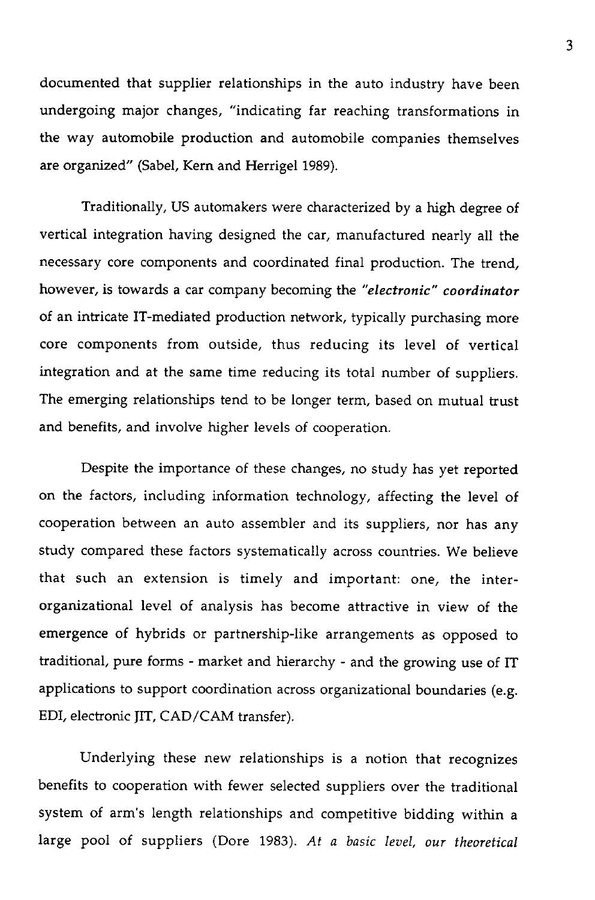documented that supplier relationships in the auto industry have been undergoing major changes, "indicating far reaching transformations in the way automobile production and automobile companies themselves are organized" (Sabel, Kern and Herrigel 1989).

Traditionally, US automakers were characterized by a high degree of vertical integration having designed the car, manufactured nearly all the necessary core components and coordinated final production. The trend, however, is towards a car company becoming the ***"electronic" coordinator*** of an intricate IT-mediated production network, typically purchasing more core components from outside, thus reducing its level of vertical integration and at the same time reducing its total number of suppliers. The emerging relationships tend to be longer term, based on mutual trust and benefits, and involve higher levels of cooperation.

Despite the importance of these changes, no study has yet reported on the factors, including information technology, affecting the level of cooperation between an auto assembler and its suppliers, nor has any study compared these factors systematically across countries. We believe that such an extension is timely and important: one, the inter-organizational level of analysis has become attractive in view of the emergence of hybrids or partnership-like arrangements as opposed to traditional, pure forms - market and hierarchy - and the growing use of IT applications to support coordination across organizational boundaries (e.g. EDI, electronic JIT, CAD/CAM transfer).

Underlying these new relationships is a notion that recognizes benefits to cooperation with fewer selected suppliers over the traditional system of arm's length relationships and competitive bidding within a large pool of suppliers (Dore 1983). *At a basic level, our theoretical*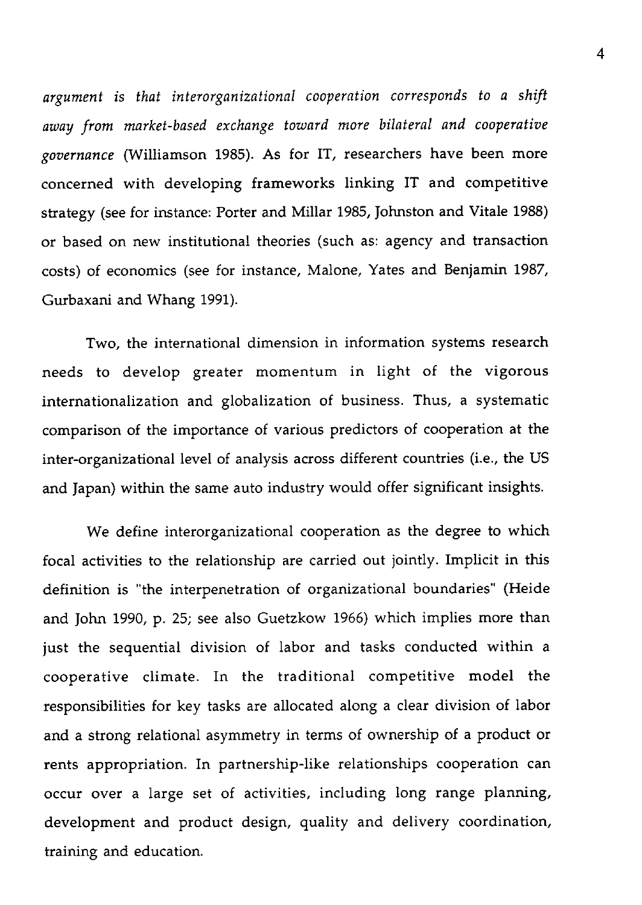*argument is that interorganizational cooperation corresponds to a shift away from market-based exchange toward more bilateral and cooperative governance* (Williamson 1985). As for IT, researchers have been more concerned with developing frameworks linking IT and competitive strategy (see for instance: Porter and Millar 1985, Johnston and Vitale 1988) or based on new institutional theories (such as: agency and transaction costs) of economics (see for instance, Malone, Yates and Benjamin 1987, Gurbaxani and Whang 1991).

Two, the international dimension in information systems research needs to develop greater momentum in light of the vigorous internationalization and globalization of business. Thus, a systematic comparison of the importance of various predictors of cooperation at the inter-organizational level of analysis across different countries (i.e., the US and Japan) within the same auto industry would offer significant insights.

We define interorganizational cooperation as the degree to which focal activities to the relationship are carried out jointly. Implicit in this definition is "the interpenetration of organizational boundaries" (Heide and John 1990, p. 25; see also Guetzkow 1966) which implies more than just the sequential division of labor and tasks conducted within a cooperative climate. In the traditional competitive model the responsibilities for key tasks are allocated along a clear division of labor and a strong relational asymmetry in terms of ownership of a product or rents appropriation. In partnership-like relationships cooperation can occur over a large set of activities, including long range planning, development and product design, quality and delivery coordination, training and education.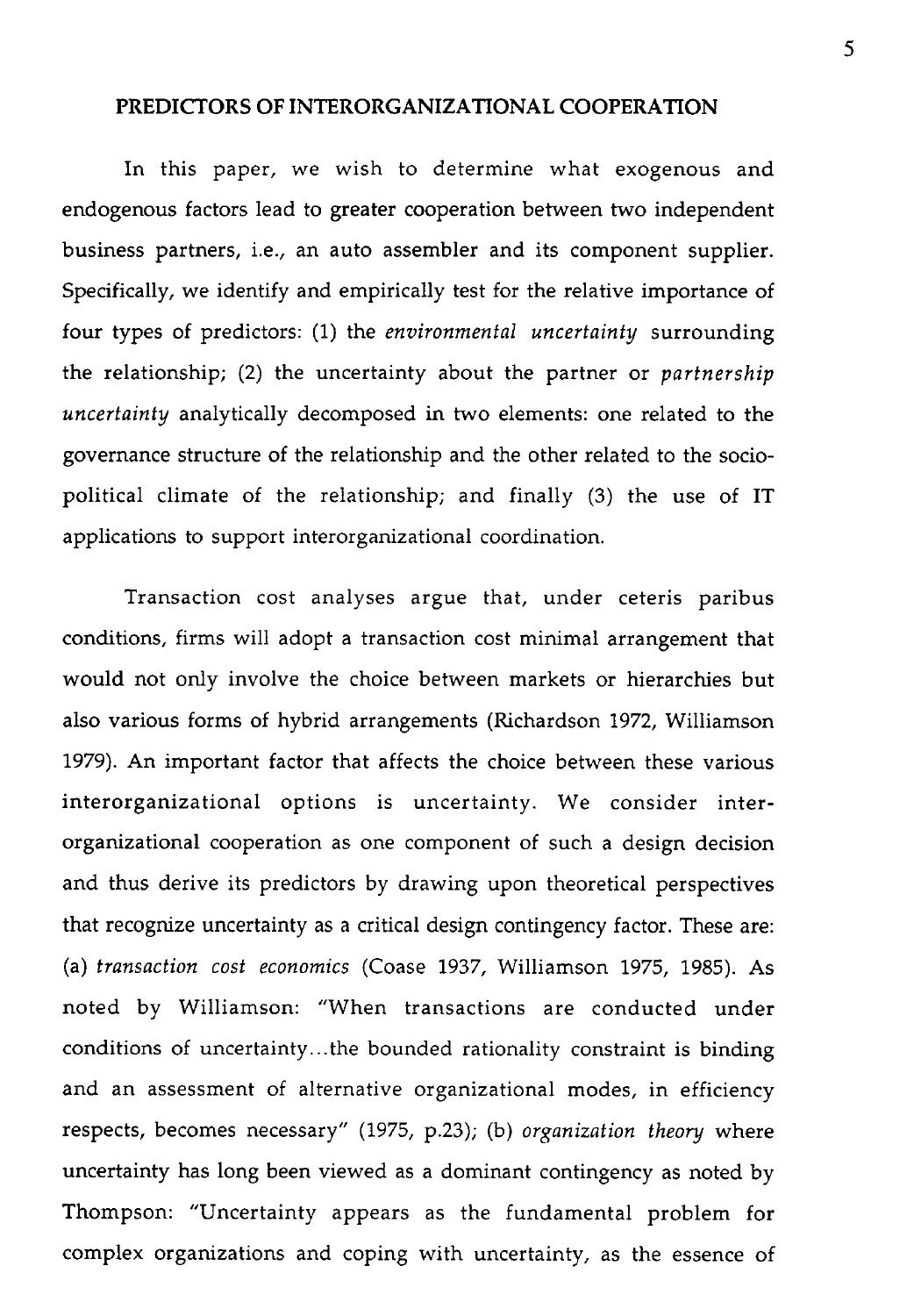## PREDICTORS OF INTERORGANIZATIONAL COOPERATION

In this paper, we wish to determine what exogenous and endogenous factors lead to greater cooperation between two independent business partners, i.e., an auto assembler and its component supplier. Specifically, we identify and empirically test for the relative importance of four types of predictors: (1) the *environmental uncertainty* surrounding the relationship; (2) the uncertainty about the partner or *partnership uncertainty* analytically decomposed in two elements: one related to the governance structure of the relationship and the other related to the socio-political climate of the relationship; and finally (3) the use of IT applications to support interorganizational coordination.

Transaction cost analyses argue that, under ceteris paribus conditions, firms will adopt a transaction cost minimal arrangement that would not only involve the choice between markets or hierarchies but also various forms of hybrid arrangements (Richardson 1972, Williamson 1979). An important factor that affects the choice between these various interorganizational options is uncertainty. We consider inter-organizational cooperation as one component of such a design decision and thus derive its predictors by drawing upon theoretical perspectives that recognize uncertainty as a critical design contingency factor. These are: (a) *transaction cost economics* (Coase 1937, Williamson 1975, 1985). As noted by Williamson: "When transactions are conducted under conditions of uncertainty...the bounded rationality constraint is binding and an assessment of alternative organizational modes, in efficiency respects, becomes necessary" (1975, p.23); (b) *organization theory* where uncertainty has long been viewed as a dominant contingency as noted by Thompson: "Uncertainty appears as the fundamental problem for complex organizations and coping with uncertainty, as the essence of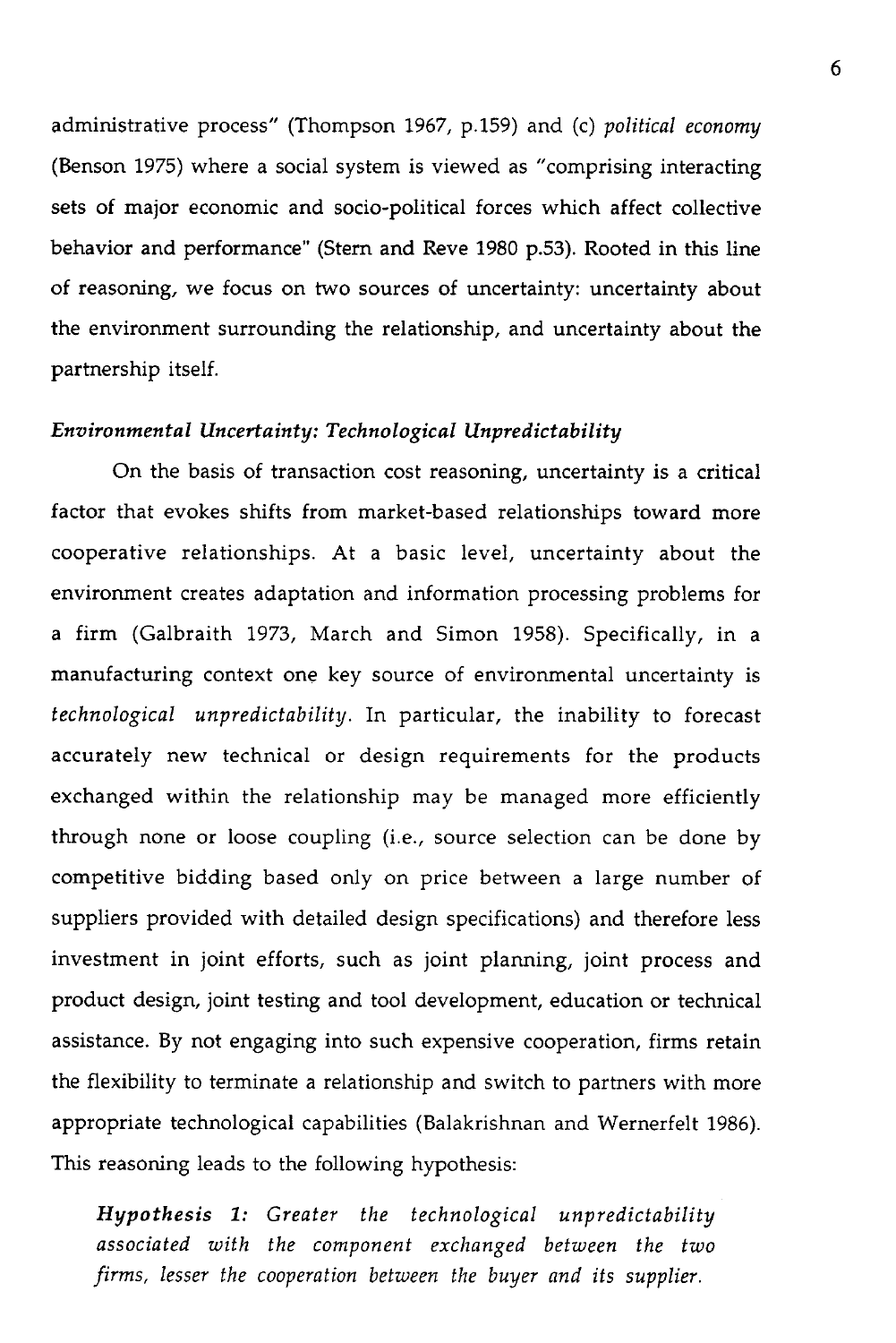administrative process" (Thompson 1967, p.159) and (c) *political economy* (Benson 1975) where a social system is viewed as "comprising interacting sets of major economic and socio-political forces which affect collective behavior and performance" (Stern and Reve 1980 p.53). Rooted in this line of reasoning, we focus on two sources of uncertainty: uncertainty about the environment surrounding the relationship, and uncertainty about the partnership itself.

### *Environmental Uncertainty: Technological Unpredictability*

On the basis of transaction cost reasoning, uncertainty is a critical factor that evokes shifts from market-based relationships toward more cooperative relationships. At a basic level, uncertainty about the environment creates adaptation and information processing problems for a firm (Galbraith 1973, March and Simon 1958). Specifically, in a manufacturing context one key source of environmental uncertainty is *technological unpredictability*. In particular, the inability to forecast accurately new technical or design requirements for the products exchanged within the relationship may be managed more efficiently through none or loose coupling (i.e., source selection can be done by competitive bidding based only on price between a large number of suppliers provided with detailed design specifications) and therefore less investment in joint efforts, such as joint planning, joint process and product design, joint testing and tool development, education or technical assistance. By not engaging into such expensive cooperation, firms retain the flexibility to terminate a relationship and switch to partners with more appropriate technological capabilities (Balakrishnan and Wernerfelt 1986). This reasoning leads to the following hypothesis:

> ***Hypothesis 1:*** *Greater the technological unpredictability associated with the component exchanged between the two firms, lesser the cooperation between the buyer and its supplier.*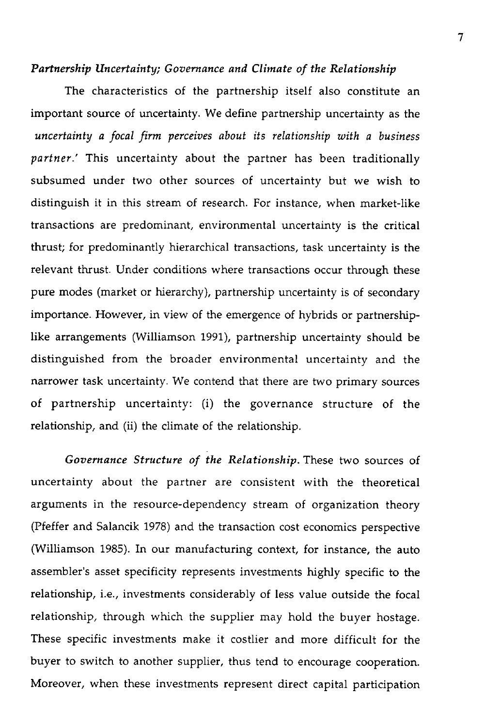*Partnership Uncertainty; Governance and Climate of the Relationship*

The characteristics of the partnership itself also constitute an important source of uncertainty. We define partnership uncertainty as the *uncertainty a focal firm perceives about its relationship with a business partner.'* This uncertainty about the partner has been traditionally subsumed under two other sources of uncertainty but we wish to distinguish it in this stream of research. For instance, when market-like transactions are predominant, environmental uncertainty is the critical thrust; for predominantly hierarchical transactions, task uncertainty is the relevant thrust. Under conditions where transactions occur through these pure modes (market or hierarchy), partnership uncertainty is of secondary importance. However, in view of the emergence of hybrids or partnership-like arrangements (Williamson 1991), partnership uncertainty should be distinguished from the broader environmental uncertainty and the narrower task uncertainty. We contend that there are two primary sources of partnership uncertainty: (i) the governance structure of the relationship, and (ii) the climate of the relationship.

*Governance Structure of the Relationship.* These two sources of uncertainty about the partner are consistent with the theoretical arguments in the resource-dependency stream of organization theory (Pfeffer and Salancik 1978) and the transaction cost economics perspective (Williamson 1985). In our manufacturing context, for instance, the auto assembler's asset specificity represents investments highly specific to the relationship, i.e., investments considerably of less value outside the focal relationship, through which the supplier may hold the buyer hostage. These specific investments make it costlier and more difficult for the buyer to switch to another supplier, thus tend to encourage cooperation. Moreover, when these investments represent direct capital participation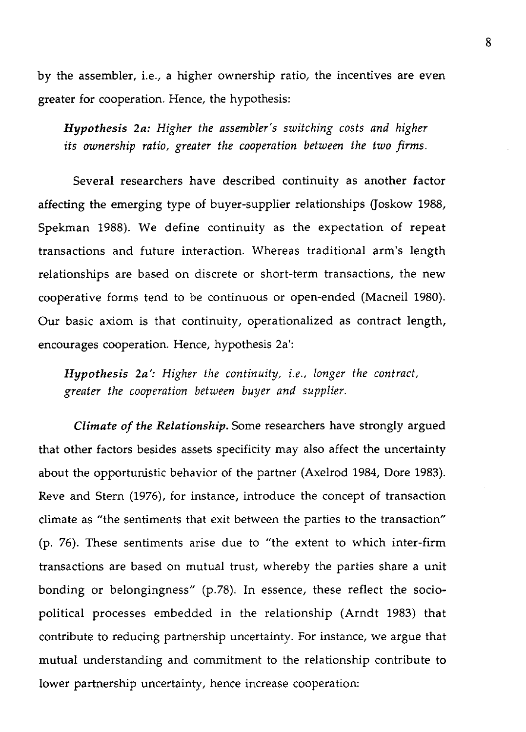by the assembler, i.e., a higher ownership ratio, the incentives are even greater for cooperation. Hence, the hypothesis:

> ***Hypothesis 2a:*** *Higher the assembler's switching costs and higher its ownership ratio, greater the cooperation between the two firms.*

Several researchers have described continuity as another factor affecting the emerging type of buyer-supplier relationships (Joskow 1988, Spekman 1988). We define continuity as the expectation of repeat transactions and future interaction. Whereas traditional arm's length relationships are based on discrete or short-term transactions, the new cooperative forms tend to be continuous or open-ended (Macneil 1980). Our basic axiom is that continuity, operationalized as contract length, encourages cooperation. Hence, hypothesis 2a':

> ***Hypothesis 2a':*** *Higher the continuity, i.e., longer the contract, greater the cooperation between buyer and supplier.*

***Climate of the Relationship.*** Some researchers have strongly argued that other factors besides assets specificity may also affect the uncertainty about the opportunistic behavior of the partner (Axelrod 1984, Dore 1983). Reve and Stern (1976), for instance, introduce the concept of transaction climate as "the sentiments that exit between the parties to the transaction" (p. 76). These sentiments arise due to "the extent to which inter-firm transactions are based on mutual trust, whereby the parties share a unit bonding or belongingness" (p.78). In essence, these reflect the socio-political processes embedded in the relationship (Arndt 1983) that contribute to reducing partnership uncertainty. For instance, we argue that mutual understanding and commitment to the relationship contribute to lower partnership uncertainty, hence increase cooperation: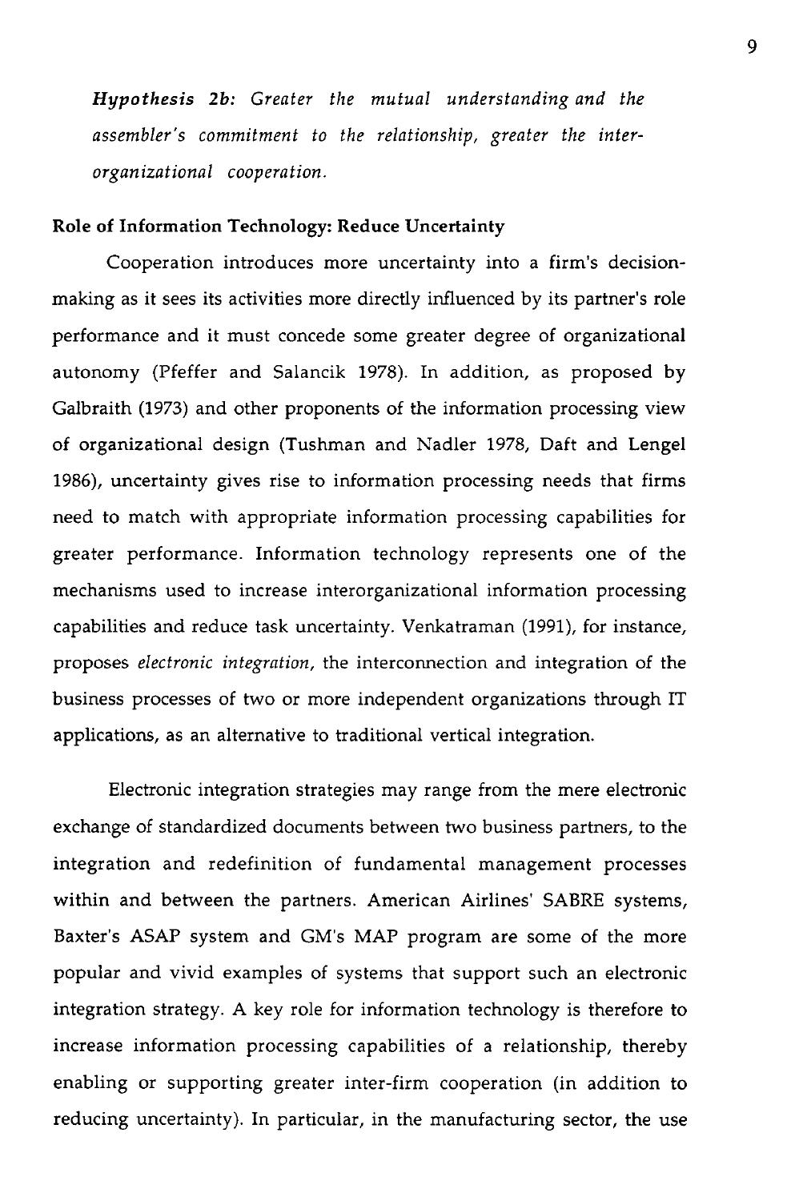***Hypothesis 2b:*** *Greater the mutual understanding and the assembler's commitment to the relationship, greater the inter-organizational cooperation.*

**Role of Information Technology: Reduce Uncertainty**

Cooperation introduces more uncertainty into a firm's decision-making as it sees its activities more directly influenced by its partner's role performance and it must concede some greater degree of organizational autonomy (Pfeffer and Salancik 1978). In addition, as proposed by Galbraith (1973) and other proponents of the information processing view of organizational design (Tushman and Nadler 1978, Daft and Lengel 1986), uncertainty gives rise to information processing needs that firms need to match with appropriate information processing capabilities for greater performance. Information technology represents one of the mechanisms used to increase interorganizational information processing capabilities and reduce task uncertainty. Venkatraman (1991), for instance, proposes *electronic integration*, the interconnection and integration of the business processes of two or more independent organizations through IT applications, as an alternative to traditional vertical integration.

Electronic integration strategies may range from the mere electronic exchange of standardized documents between two business partners, to the integration and redefinition of fundamental management processes within and between the partners. American Airlines' SABRE systems, Baxter's ASAP system and GM's MAP program are some of the more popular and vivid examples of systems that support such an electronic integration strategy. A key role for information technology is therefore to increase information processing capabilities of a relationship, thereby enabling or supporting greater inter-firm cooperation (in addition to reducing uncertainty). In particular, in the manufacturing sector, the use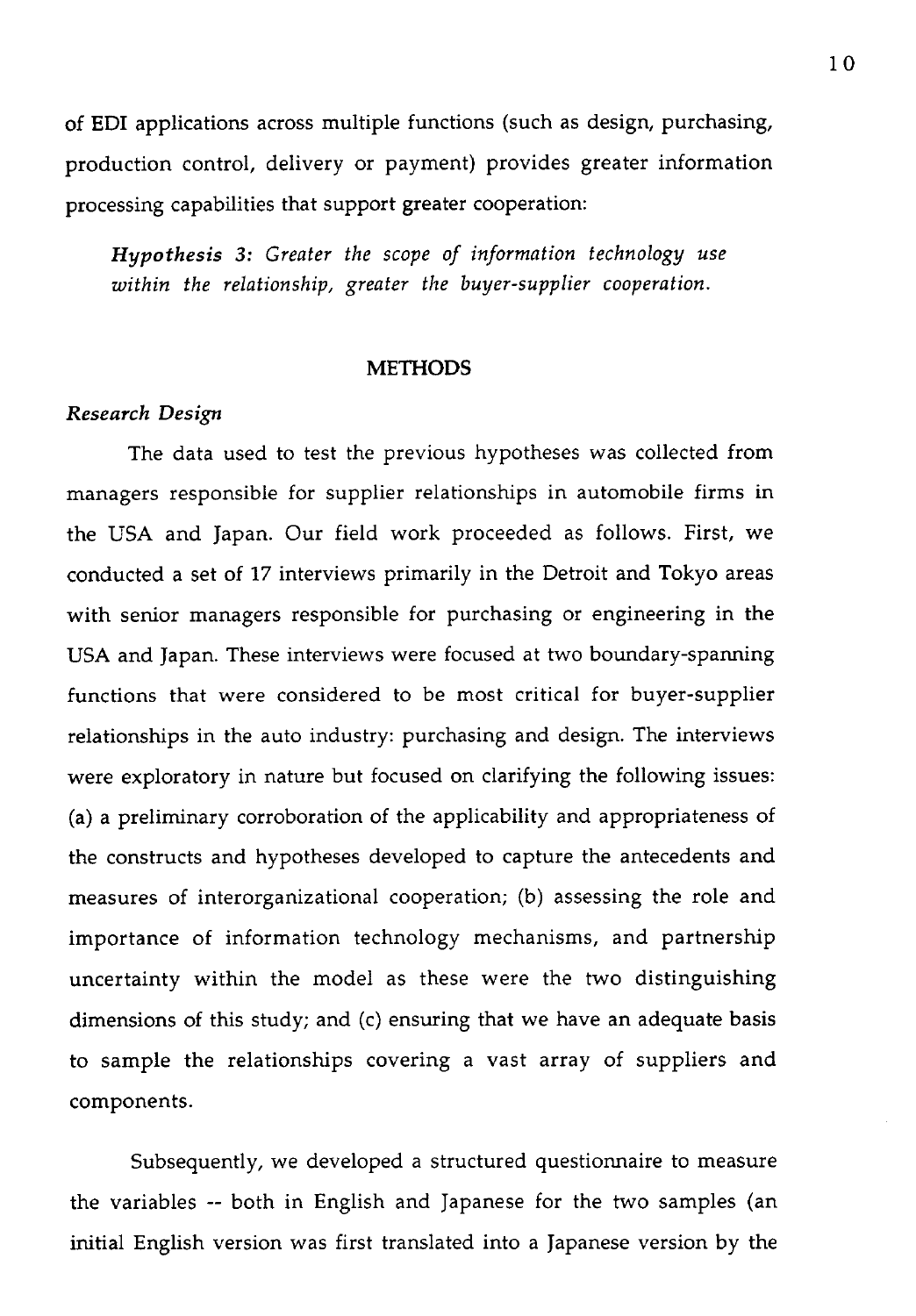of EDI applications across multiple functions (such as design, purchasing, production control, delivery or payment) provides greater information processing capabilities that support greater cooperation:

> ***Hypothesis 3:*** *Greater the scope of information technology use within the relationship, greater the buyer-supplier cooperation.*

## METHODS

### *Research Design*

The data used to test the previous hypotheses was collected from managers responsible for supplier relationships in automobile firms in the USA and Japan. Our field work proceeded as follows. First, we conducted a set of 17 interviews primarily in the Detroit and Tokyo areas with senior managers responsible for purchasing or engineering in the USA and Japan. These interviews were focused at two boundary-spanning functions that were considered to be most critical for buyer-supplier relationships in the auto industry: purchasing and design. The interviews were exploratory in nature but focused on clarifying the following issues: (a) a preliminary corroboration of the applicability and appropriateness of the constructs and hypotheses developed to capture the antecedents and measures of interorganizational cooperation; (b) assessing the role and importance of information technology mechanisms, and partnership uncertainty within the model as these were the two distinguishing dimensions of this study; and (c) ensuring that we have an adequate basis to sample the relationships covering a vast array of suppliers and components.

Subsequently, we developed a structured questionnaire to measure the variables -- both in English and Japanese for the two samples (an initial English version was first translated into a Japanese version by the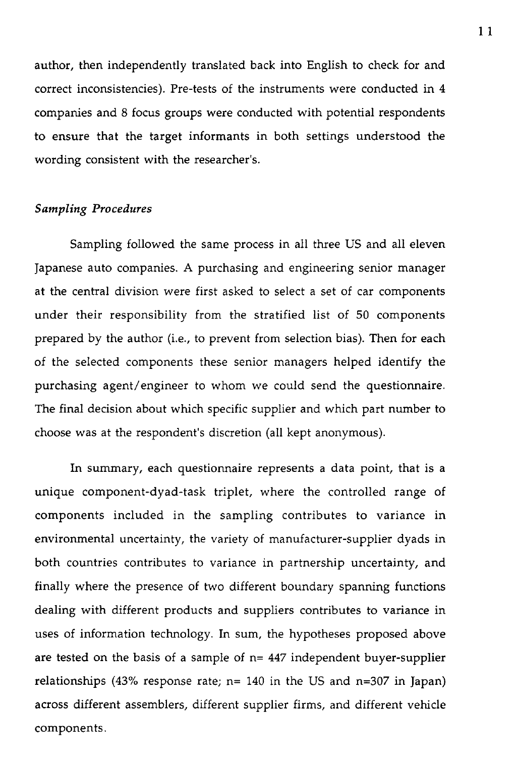author, then independently translated back into English to check for and correct inconsistencies). Pre-tests of the instruments were conducted in 4 companies and 8 focus groups were conducted with potential respondents to ensure that the target informants in both settings understood the wording consistent with the researcher's.

### *Sampling Procedures*

Sampling followed the same process in all three US and all eleven Japanese auto companies. A purchasing and engineering senior manager at the central division were first asked to select a set of car components under their responsibility from the stratified list of 50 components prepared by the author (i.e., to prevent from selection bias). Then for each of the selected components these senior managers helped identify the purchasing agent/engineer to whom we could send the questionnaire. The final decision about which specific supplier and which part number to choose was at the respondent's discretion (all kept anonymous).

In summary, each questionnaire represents a data point, that is a unique component-dyad-task triplet, where the controlled range of components included in the sampling contributes to variance in environmental uncertainty, the variety of manufacturer-supplier dyads in both countries contributes to variance in partnership uncertainty, and finally where the presence of two different boundary spanning functions dealing with different products and suppliers contributes to variance in uses of information technology. In sum, the hypotheses proposed above are tested on the basis of a sample of $n= 447$ independent buyer-supplier relationships (43% response rate; $n= 140$ in the US and $n=307$ in Japan) across different assemblers, different supplier firms, and different vehicle components.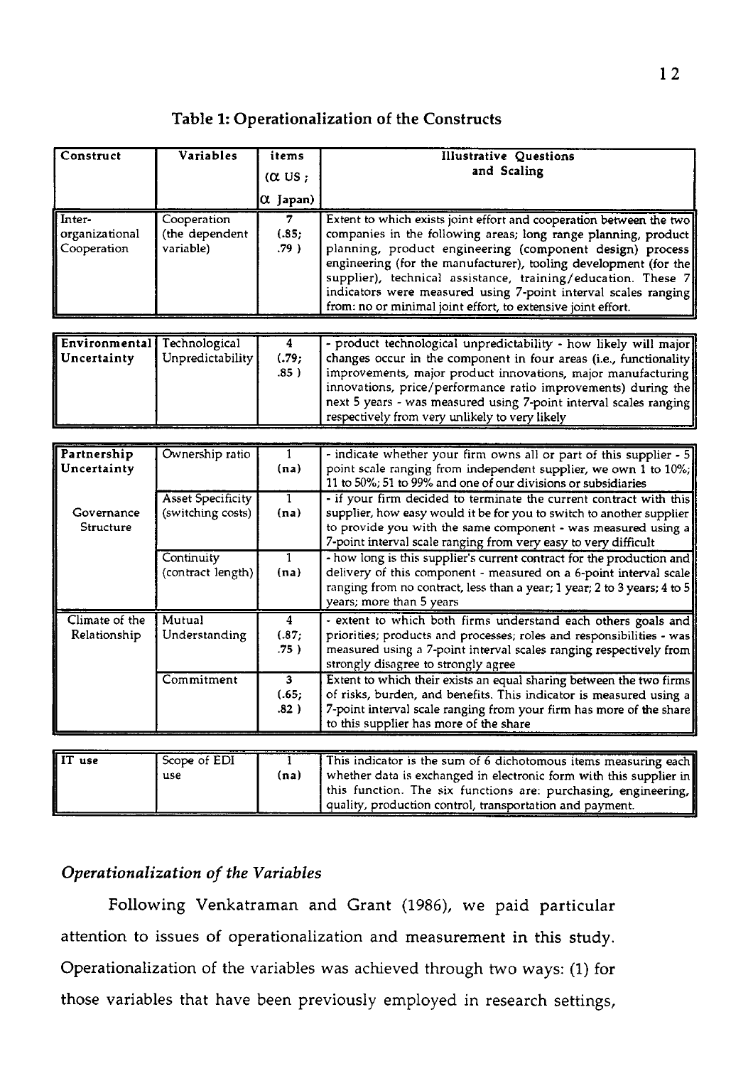## Table 1: Operationalization of the Constructs

| Construct | Variables | items (α US ; α Japan) | Illustrative Questions and Scaling |
|---|---|---|---|
| Inter-organizational Cooperation | Cooperation (the dependent variable) | 7 (.85; .79 ) | Extent to which exists joint effort and cooperation between the two companies in the following areas; long range planning, product planning, product engineering (component design) process engineering (for the manufacturer), tooling development (for the supplier), technical assistance, training/education. These 7 indicators were measured using 7-point interval scales ranging from: no or minimal joint effort, to extensive joint effort. |
| **Environmental Uncertainty** | Technological Unpredictability | 4 (.79; .85 ) | - product technological unpredictability - how likely will major changes occur in the component in four areas (i.e., functionality improvements, major product innovations, major manufacturing innovations, price/performance ratio improvements) during the next 5 years - was measured using 7-point interval scales ranging respectively from very unlikely to very likely |
| **Partnership Uncertainty** | Ownership ratio | 1 (na) | - indicate whether your firm owns all or part of this supplier - 5 point scale ranging from independent supplier, we own 1 to 10%; 11 to 50%; 51 to 99% and one of our divisions or subsidiaries |
| Governance Structure | Asset Specificity (switching costs) | 1 (na) | - if your firm decided to terminate the current contract with this supplier, how easy would it be for you to switch to another supplier to provide you with the same component - was measured using a 7-point interval scale ranging from very easy to very difficult |
| | Continuity (contract length) | 1 (na) | - how long is this supplier's current contract for the production and delivery of this component - measured on a 6-point interval scale ranging from no contract, less than a year; 1 year; 2 to 3 years; 4 to 5 years; more than 5 years |
| Climate of the Relationship | Mutual Understanding | 4 (.87; .75 ) | - extent to which both firms understand each others goals and priorities; products and processes; roles and responsibilities - was measured using a 7-point interval scales ranging respectively from strongly disagree to strongly agree |
| | Commitment | 3 (.65; .82 ) | Extent to which their exists an equal sharing between the two firms of risks, burden, and benefits. This indicator is measured using a 7-point interval scale ranging from your firm has more of the share to this supplier has more of the share |
| **IT use** | Scope of EDI use | 1 (na) | This indicator is the sum of 6 dichotomous items measuring each whether data is exchanged in electronic form with this supplier in this function. The six functions are: purchasing, engineering, quality, production control, transportation and payment. |

### *Operationalization of the Variables*

Following Venkatraman and Grant (1986), we paid particular attention to issues of operationalization and measurement in this study. Operationalization of the variables was achieved through two ways: (1) for those variables that have been previously employed in research settings,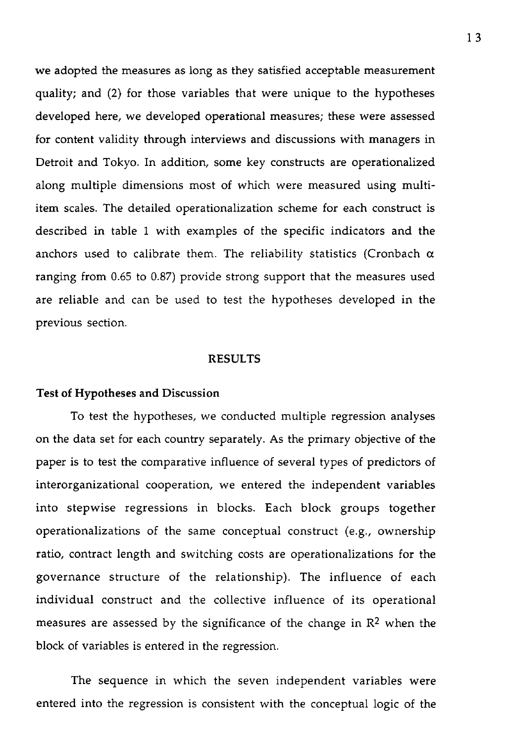we adopted the measures as long as they satisfied acceptable measurement quality; and (2) for those variables that were unique to the hypotheses developed here, we developed operational measures; these were assessed for content validity through interviews and discussions with managers in Detroit and Tokyo. In addition, some key constructs are operationalized along multiple dimensions most of which were measured using multi-item scales. The detailed operationalization scheme for each construct is described in table 1 with examples of the specific indicators and the anchors used to calibrate them. The reliability statistics (Cronbach $\alpha$ ranging from 0.65 to 0.87) provide strong support that the measures used are reliable and can be used to test the hypotheses developed in the previous section.

## RESULTS

### Test of Hypotheses and Discussion

To test the hypotheses, we conducted multiple regression analyses on the data set for each country separately. As the primary objective of the paper is to test the comparative influence of several types of predictors of interorganizational cooperation, we entered the independent variables into stepwise regressions in blocks. Each block groups together operationalizations of the same conceptual construct (e.g., ownership ratio, contract length and switching costs are operationalizations for the governance structure of the relationship). The influence of each individual construct and the collective influence of its operational measures are assessed by the significance of the change in $R^2$ when the block of variables is entered in the regression.

The sequence in which the seven independent variables were entered into the regression is consistent with the conceptual logic of the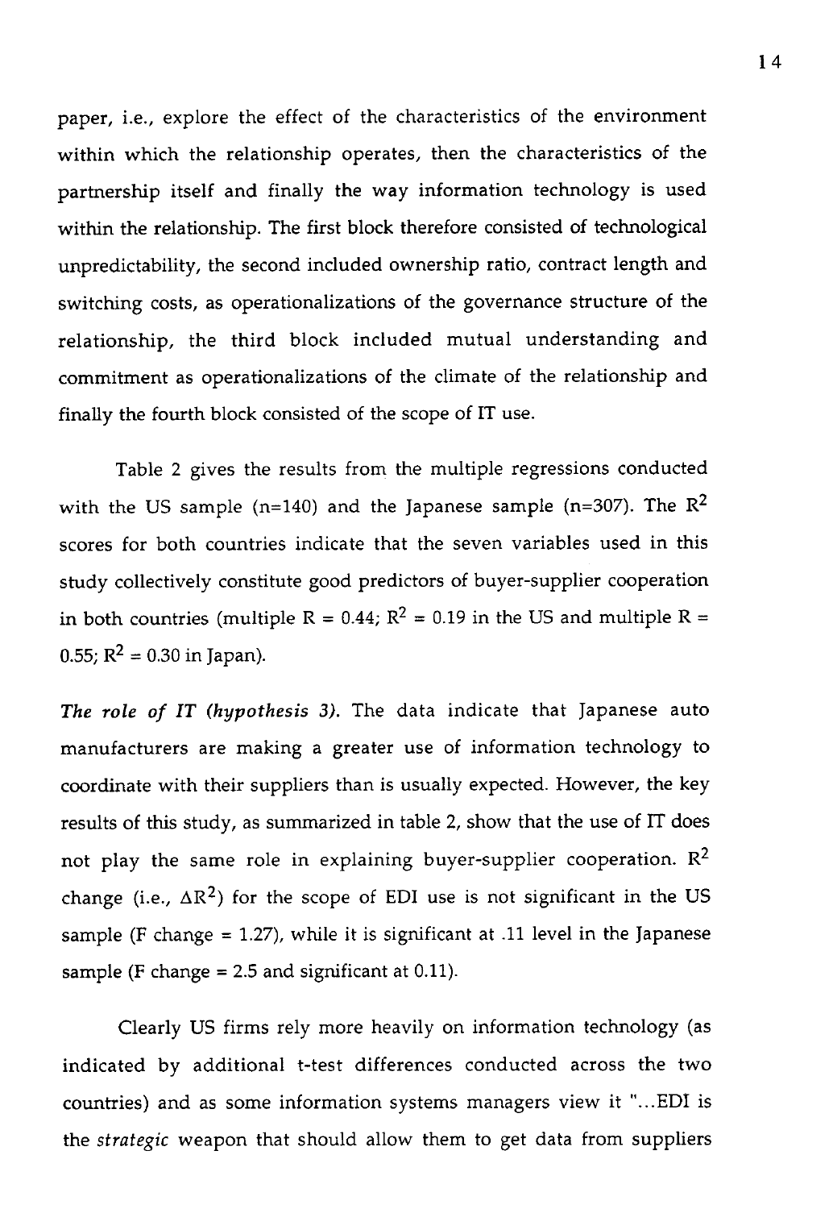paper, i.e., explore the effect of the characteristics of the environment within which the relationship operates, then the characteristics of the partnership itself and finally the way information technology is used within the relationship. The first block therefore consisted of technological unpredictability, the second included ownership ratio, contract length and switching costs, as operationalizations of the governance structure of the relationship, the third block included mutual understanding and commitment as operationalizations of the climate of the relationship and finally the fourth block consisted of the scope of IT use.

Table 2 gives the results from the multiple regressions conducted with the US sample (n=140) and the Japanese sample (n=307). The $R^2$ scores for both countries indicate that the seven variables used in this study collectively constitute good predictors of buyer-supplier cooperation in both countries (multiple R = 0.44; $R^2$ = 0.19 in the US and multiple R = 0.55; $R^2$ = 0.30 in Japan).

*The role of IT (hypothesis 3).* The data indicate that Japanese auto manufacturers are making a greater use of information technology to coordinate with their suppliers than is usually expected. However, the key results of this study, as summarized in table 2, show that the use of IT does not play the same role in explaining buyer-supplier cooperation. $R^2$ change (i.e., $\Delta R^2$) for the scope of EDI use is not significant in the US sample (F change = 1.27), while it is significant at .11 level in the Japanese sample (F change = 2.5 and significant at 0.11).

Clearly US firms rely more heavily on information technology (as indicated by additional t-test differences conducted across the two countries) and as some information systems managers view it "...EDI is the *strategic* weapon that should allow them to get data from suppliers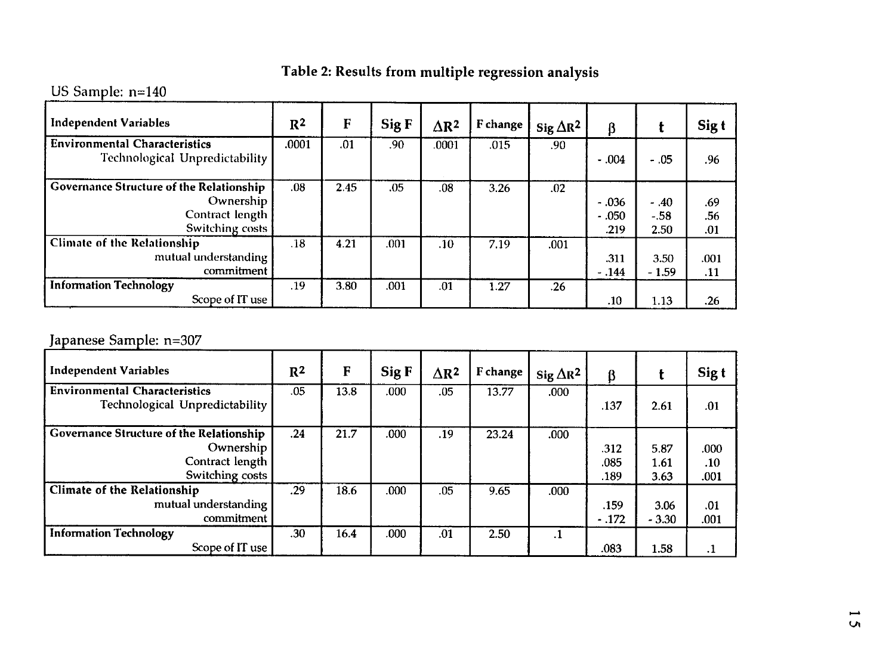# Table 2: Results from multiple regression analysis

US Sample: n=140

| Independent Variables | $R^2$ | F | Sig F | $\Delta R^2$ | F change | Sig $\Delta R^2$ | β | t | Sig t |
|---|---|---|---|---|---|---|---|---|---|
| **Environmental Characteristics** | .0001 | .01 | .90 | .0001 | .015 | .90 | | | |
| Technological Unpredictability | | | | | | | -.004 | -.05 | .96 |
| **Governance Structure of the Relationship** | .08 | 2.45 | .05 | .08 | 3.26 | .02 | | | |
| Ownership | | | | | | | -.036 | -.40 | .69 |
| Contract length | | | | | | | -.050 | -.58 | .56 |
| Switching costs | | | | | | | .219 | 2.50 | .01 |
| **Climate of the Relationship** | .18 | 4.21 | .001 | .10 | 7.19 | .001 | | | |
| mutual understanding | | | | | | | .311 | 3.50 | .001 |
| commitment | | | | | | | -.144 | -1.59 | .11 |
| **Information Technology** | .19 | 3.80 | .001 | .01 | 1.27 | .26 | | | |
| Scope of IT use | | | | | | | .10 | 1.13 | .26 |

Japanese Sample: n=307

| Independent Variables | $R^2$ | F | Sig F | $\Delta R^2$ | F change | Sig $\Delta R^2$ | β | t | Sig t |
|---|---|---|---|---|---|---|---|---|---|
| **Environmental Characteristics** | .05 | 13.8 | .000 | .05 | 13.77 | .000 | | | |
| Technological Unpredictability | | | | | | | .137 | 2.61 | .01 |
| **Governance Structure of the Relationship** | .24 | 21.7 | .000 | .19 | 23.24 | .000 | | | |
| Ownership | | | | | | | .312 | 5.87 | .000 |
| Contract length | | | | | | | .085 | 1.61 | .10 |
| Switching costs | | | | | | | .189 | 3.63 | .001 |
| **Climate of the Relationship** | .29 | 18.6 | .000 | .05 | 9.65 | .000 | | | |
| mutual understanding | | | | | | | .159 | 3.06 | .01 |
| commitment | | | | | | | -.172 | -3.30 | .001 |
| **Information Technology** | .30 | 16.4 | .000 | .01 | 2.50 | .1 | | | |
| Scope of IT use | | | | | | | .083 | 1.58 | .1 |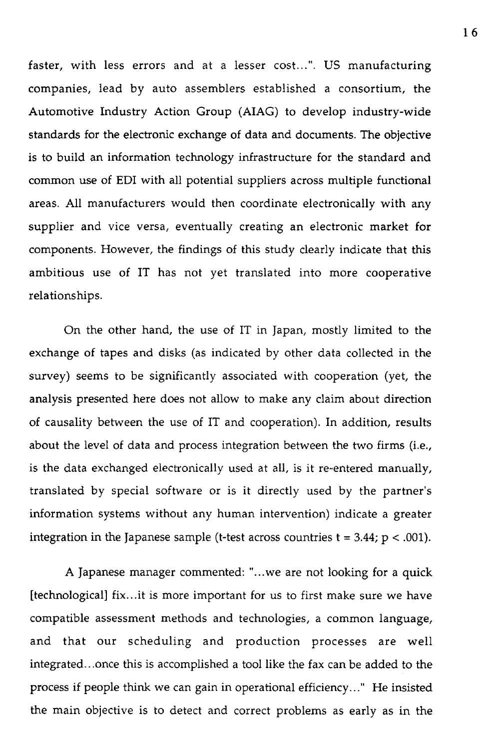faster, with less errors and at a lesser cost...". US manufacturing companies, lead by auto assemblers established a consortium, the Automotive Industry Action Group (AIAG) to develop industry-wide standards for the electronic exchange of data and documents. The objective is to build an information technology infrastructure for the standard and common use of EDI with all potential suppliers across multiple functional areas. All manufacturers would then coordinate electronically with any supplier and vice versa, eventually creating an electronic market for components. However, the findings of this study clearly indicate that this ambitious use of IT has not yet translated into more cooperative relationships.

On the other hand, the use of IT in Japan, mostly limited to the exchange of tapes and disks (as indicated by other data collected in the survey) seems to be significantly associated with cooperation (yet, the analysis presented here does not allow to make any claim about direction of causality between the use of IT and cooperation). In addition, results about the level of data and process integration between the two firms (i.e., is the data exchanged electronically used at all, is it re-entered manually, translated by special software or is it directly used by the partner's information systems without any human intervention) indicate a greater integration in the Japanese sample (t-test across countries $t = 3.44$; $p < .001$).

A Japanese manager commented: "...we are not looking for a quick [technological] fix...it is more important for us to first make sure we have compatible assessment methods and technologies, a common language, and that our scheduling and production processes are well integrated...once this is accomplished a tool like the fax can be added to the process if people think we can gain in operational efficiency..." He insisted the main objective is to detect and correct problems as early as in the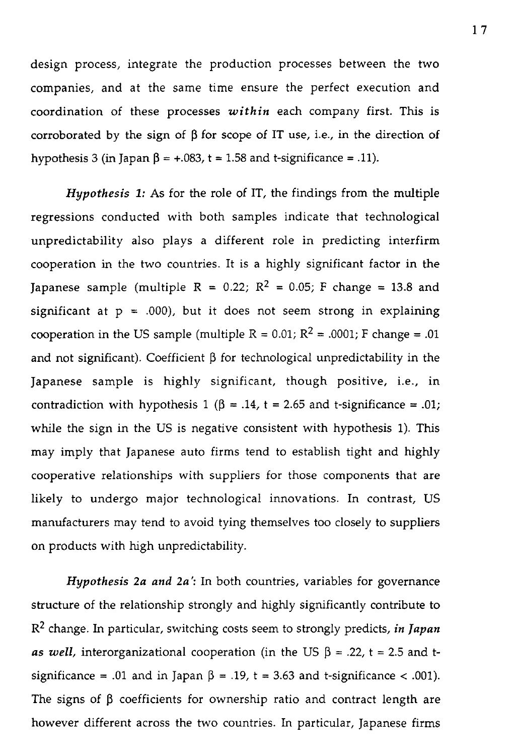design process, integrate the production processes between the two companies, and at the same time ensure the perfect execution and coordination of these processes *within* each company first. This is corroborated by the sign of $\beta$ for scope of IT use, i.e., in the direction of hypothesis 3 (in Japan $\beta = +.083$, $t = 1.58$ and t-significance = .11).

*Hypothesis 1:* As for the role of IT, the findings from the multiple regressions conducted with both samples indicate that technological unpredictability also plays a different role in predicting interfirm cooperation in the two countries. It is a highly significant factor in the Japanese sample (multiple $R = 0.22$; $R^2 = 0.05$; F change = 13.8 and significant at $p = .000$), but it does not seem strong in explaining cooperation in the US sample (multiple $R = 0.01$; $R^2 = .0001$; F change = .01 and not significant). Coefficient $\beta$ for technological unpredictability in the Japanese sample is highly significant, though positive, i.e., in contradiction with hypothesis 1 ($\beta = .14$, $t = 2.65$ and t-significance = .01; while the sign in the US is negative consistent with hypothesis 1). This may imply that Japanese auto firms tend to establish tight and highly cooperative relationships with suppliers for those components that are likely to undergo major technological innovations. In contrast, US manufacturers may tend to avoid tying themselves too closely to suppliers on products with high unpredictability.

*Hypothesis 2a and 2a':* In both countries, variables for governance structure of the relationship strongly and highly significantly contribute to $R^2$ change. In particular, switching costs seem to strongly predicts, ***in Japan as well***, interorganizational cooperation (in the US $\beta = .22$, $t = 2.5$ and t-significance = .01 and in Japan $\beta = .19$, $t = 3.63$ and t-significance < .001). The signs of $\beta$ coefficients for ownership ratio and contract length are however different across the two countries. In particular, Japanese firms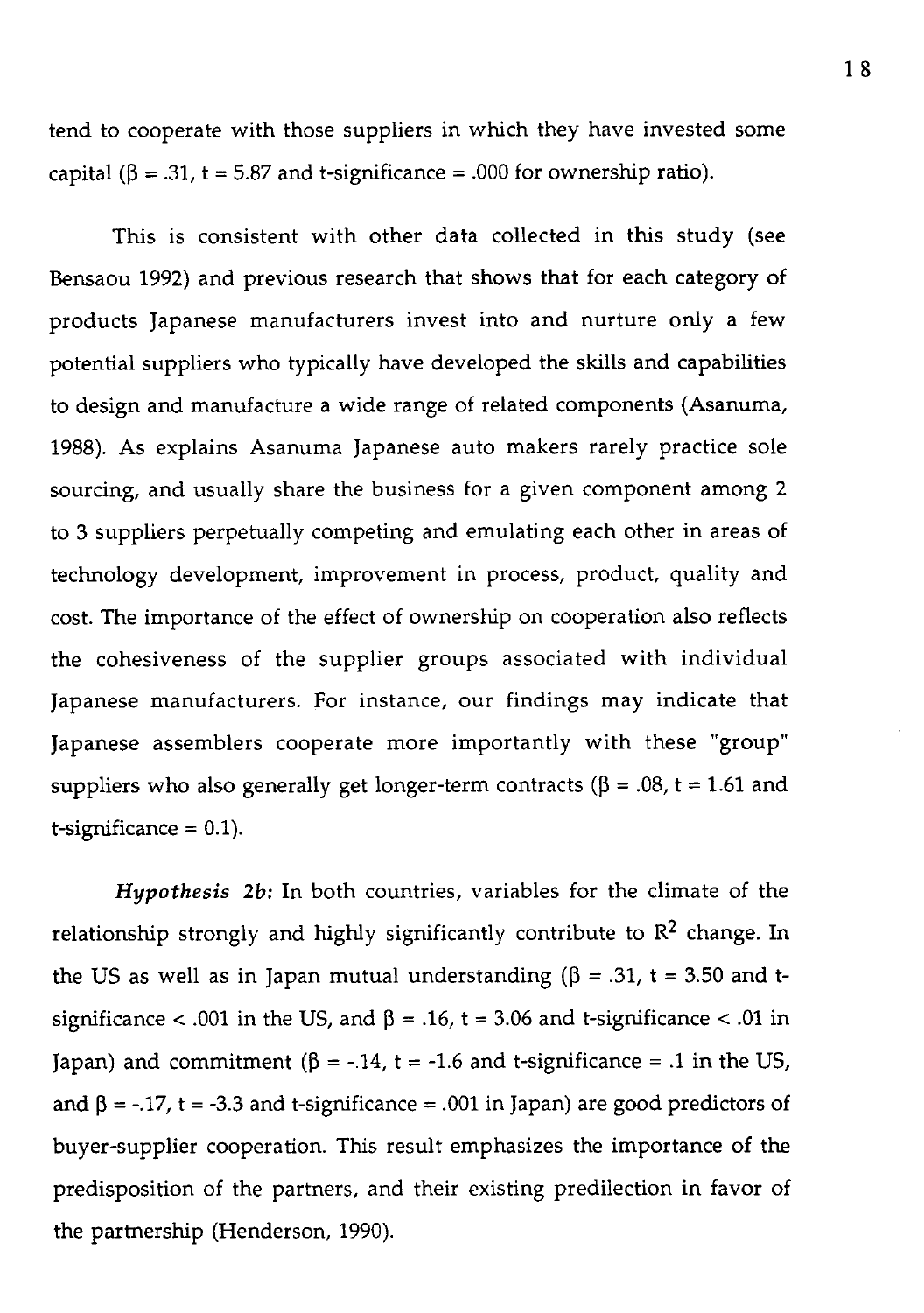tend to cooperate with those suppliers in which they have invested some capital ($\beta$ = .31, t = 5.87 and t-significance = .000 for ownership ratio).

This is consistent with other data collected in this study (see Bensaou 1992) and previous research that shows that for each category of products Japanese manufacturers invest into and nurture only a few potential suppliers who typically have developed the skills and capabilities to design and manufacture a wide range of related components (Asanuma, 1988). As explains Asanuma Japanese auto makers rarely practice sole sourcing, and usually share the business for a given component among 2 to 3 suppliers perpetually competing and emulating each other in areas of technology development, improvement in process, product, quality and cost. The importance of the effect of ownership on cooperation also reflects the cohesiveness of the supplier groups associated with individual Japanese manufacturers. For instance, our findings may indicate that Japanese assemblers cooperate more importantly with these "group" suppliers who also generally get longer-term contracts ($\beta$ = .08, t = 1.61 and t-significance = 0.1).

***Hypothesis 2b:*** In both countries, variables for the climate of the relationship strongly and highly significantly contribute to $R^2$ change. In the US as well as in Japan mutual understanding ($\beta$ = .31, t = 3.50 and t-significance < .001 in the US, and $\beta$ = .16, t = 3.06 and t-significance < .01 in Japan) and commitment ($\beta$ = -.14, t = -1.6 and t-significance = .1 in the US, and $\beta$ = -.17, t = -3.3 and t-significance = .001 in Japan) are good predictors of buyer-supplier cooperation. This result emphasizes the importance of the predisposition of the partners, and their existing predilection in favor of the partnership (Henderson, 1990).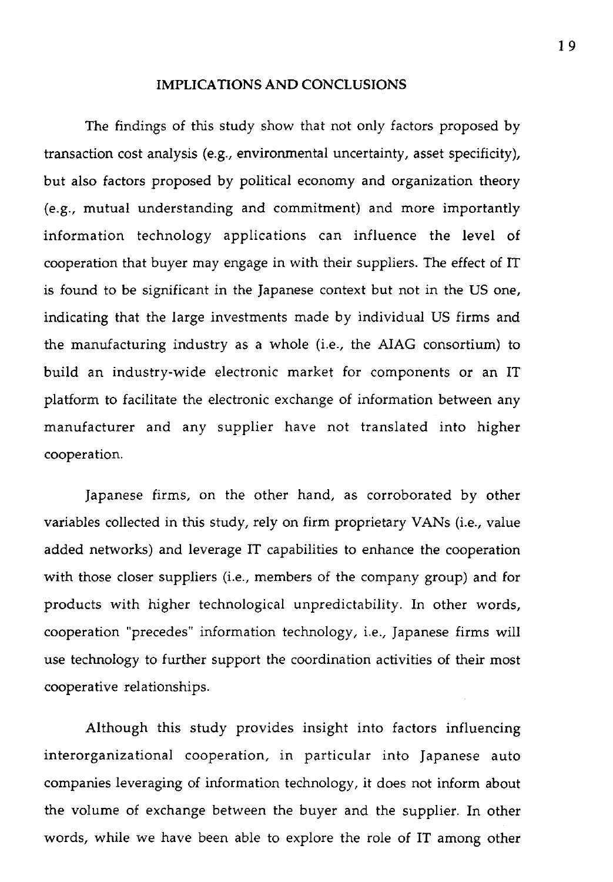## IMPLICATIONS AND CONCLUSIONS

The findings of this study show that not only factors proposed by transaction cost analysis (e.g., environmental uncertainty, asset specificity), but also factors proposed by political economy and organization theory (e.g., mutual understanding and commitment) and more importantly information technology applications can influence the level of cooperation that buyer may engage in with their suppliers. The effect of IT is found to be significant in the Japanese context but not in the US one, indicating that the large investments made by individual US firms and the manufacturing industry as a whole (i.e., the AIAG consortium) to build an industry-wide electronic market for components or an IT platform to facilitate the electronic exchange of information between any manufacturer and any supplier have not translated into higher cooperation.

Japanese firms, on the other hand, as corroborated by other variables collected in this study, rely on firm proprietary VANs (i.e., value added networks) and leverage IT capabilities to enhance the cooperation with those closer suppliers (i.e., members of the company group) and for products with higher technological unpredictability. In other words, cooperation "precedes" information technology, i.e., Japanese firms will use technology to further support the coordination activities of their most cooperative relationships.

Although this study provides insight into factors influencing interorganizational cooperation, in particular into Japanese auto companies leveraging of information technology, it does not inform about the volume of exchange between the buyer and the supplier. In other words, while we have been able to explore the role of IT among other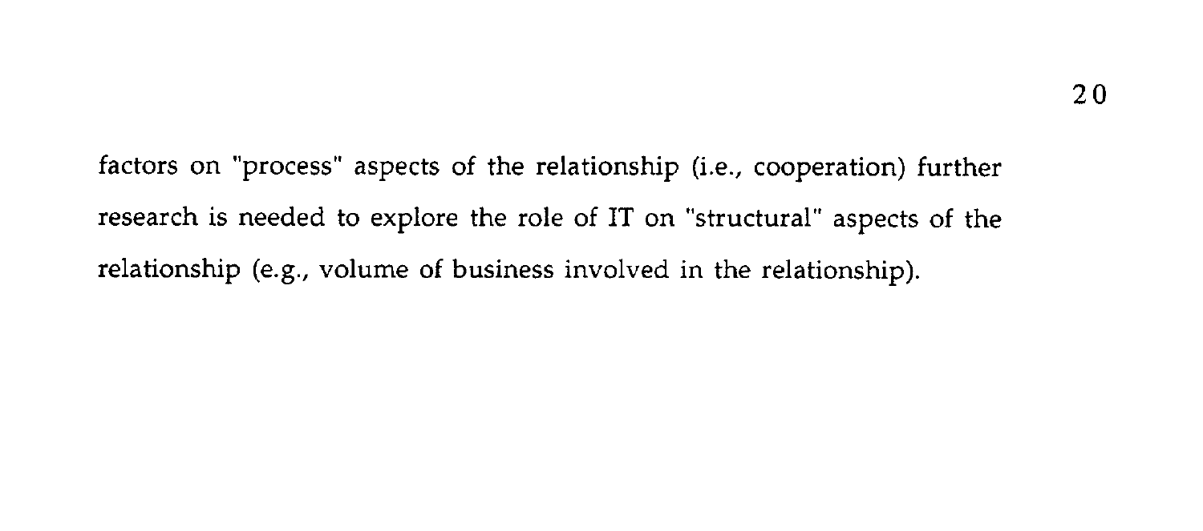factors on "process" aspects of the relationship (i.e., cooperation) further research is needed to explore the role of IT on "structural" aspects of the relationship (e.g., volume of business involved in the relationship).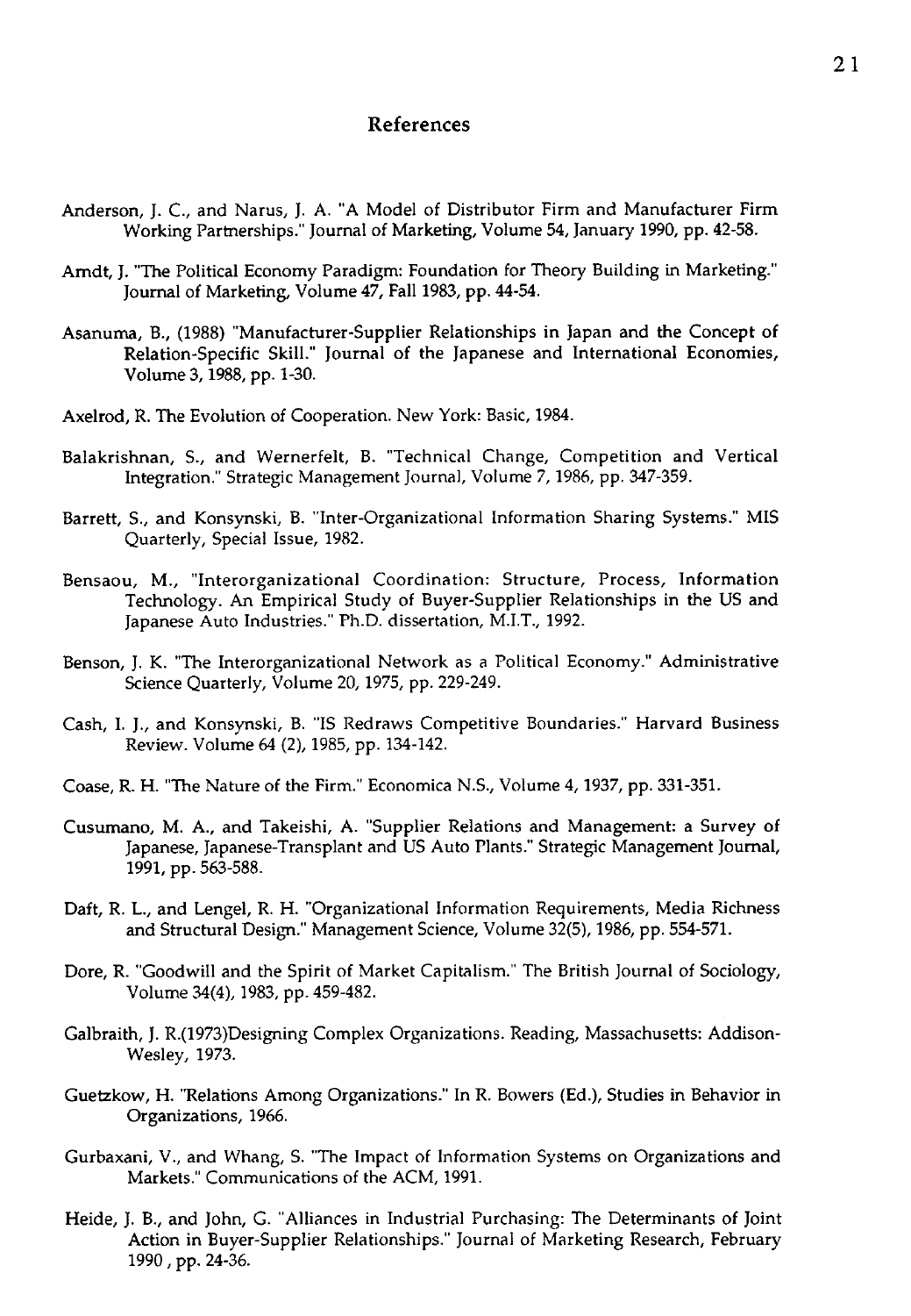## References

Anderson, J. C., and Narus, J. A. "A Model of Distributor Firm and Manufacturer Firm Working Partnerships." Journal of Marketing, Volume 54, January 1990, pp. 42-58.

Arndt, J. "The Political Economy Paradigm: Foundation for Theory Building in Marketing." Journal of Marketing, Volume 47, Fall 1983, pp. 44-54.

Asanuma, B., (1988) "Manufacturer-Supplier Relationships in Japan and the Concept of Relation-Specific Skill." Journal of the Japanese and International Economies, Volume 3, 1988, pp. 1-30.

Axelrod, R. The Evolution of Cooperation. New York: Basic, 1984.

Balakrishnan, S., and Wernerfelt, B. "Technical Change, Competition and Vertical Integration." Strategic Management Journal, Volume 7, 1986, pp. 347-359.

Barrett, S., and Konsynski, B. "Inter-Organizational Information Sharing Systems." MIS Quarterly, Special Issue, 1982.

Bensaou, M., "Interorganizational Coordination: Structure, Process, Information Technology. An Empirical Study of Buyer-Supplier Relationships in the US and Japanese Auto Industries." Ph.D. dissertation, M.I.T., 1992.

Benson, J. K. "The Interorganizational Network as a Political Economy." Administrative Science Quarterly, Volume 20, 1975, pp. 229-249.

Cash, I. J., and Konsynski, B. "IS Redraws Competitive Boundaries." Harvard Business Review. Volume 64 (2), 1985, pp. 134-142.

Coase, R. H. "The Nature of the Firm." Economica N.S., Volume 4, 1937, pp. 331-351.

Cusumano, M. A., and Takeishi, A. "Supplier Relations and Management: a Survey of Japanese, Japanese-Transplant and US Auto Plants." Strategic Management Journal, 1991, pp. 563-588.

Daft, R. L., and Lengel, R. H. "Organizational Information Requirements, Media Richness and Structural Design." Management Science, Volume 32(5), 1986, pp. 554-571.

Dore, R. "Goodwill and the Spirit of Market Capitalism." The British Journal of Sociology, Volume 34(4), 1983, pp. 459-482.

Galbraith, J. R.(1973)Designing Complex Organizations. Reading, Massachusetts: Addison-Wesley, 1973.

Guetzkow, H. "Relations Among Organizations." In R. Bowers (Ed.), Studies in Behavior in Organizations, 1966.

Gurbaxani, V., and Whang, S. "The Impact of Information Systems on Organizations and Markets." Communications of the ACM, 1991.

Heide, J. B., and John, G. "Alliances in Industrial Purchasing: The Determinants of Joint Action in Buyer-Supplier Relationships." Journal of Marketing Research, February 1990 , pp. 24-36.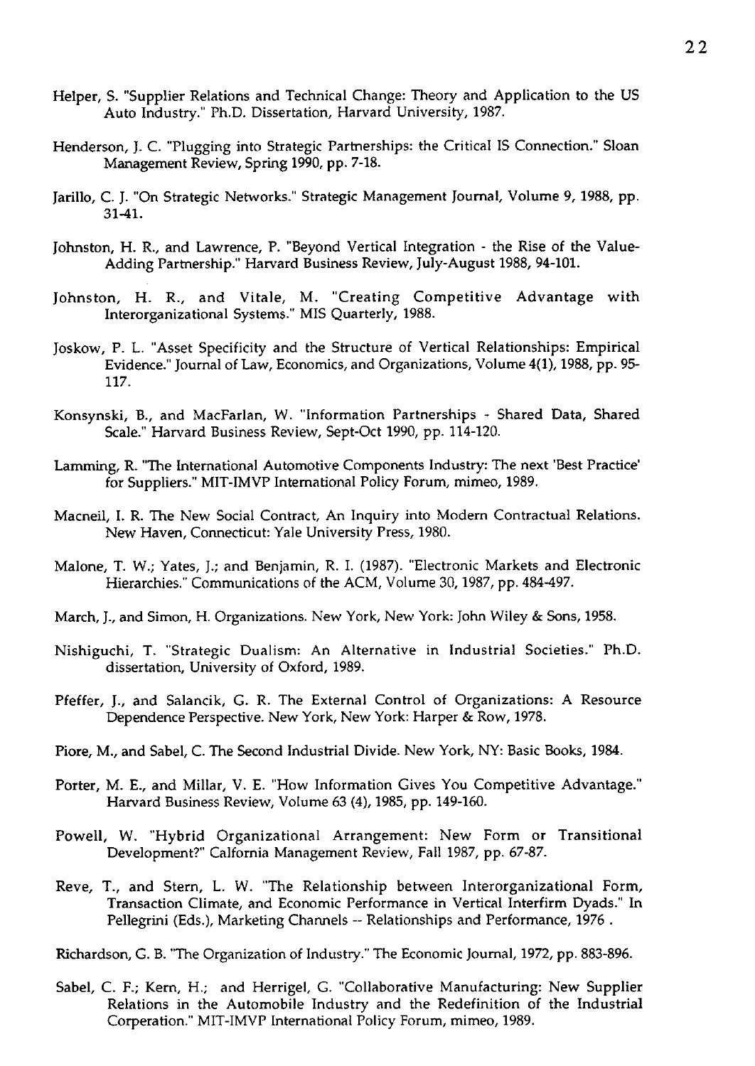Helper, S. "Supplier Relations and Technical Change: Theory and Application to the US Auto Industry." Ph.D. Dissertation, Harvard University, 1987.

Henderson, J. C. "Plugging into Strategic Partnerships: the Critical IS Connection." Sloan Management Review, Spring 1990, pp. 7-18.

Jarillo, C. J. "On Strategic Networks." Strategic Management Journal, Volume 9, 1988, pp. 31-41.

Johnston, H. R., and Lawrence, P. "Beyond Vertical Integration - the Rise of the Value-Adding Partnership." Harvard Business Review, July-August 1988, 94-101.

Johnston, H. R., and Vitale, M. "Creating Competitive Advantage with Interorganizational Systems." MIS Quarterly, 1988.

Joskow, P. L. "Asset Specificity and the Structure of Vertical Relationships: Empirical Evidence." Journal of Law, Economics, and Organizations, Volume 4(1), 1988, pp. 95-117.

Konsynski, B., and MacFarlan, W. "Information Partnerships - Shared Data, Shared Scale." Harvard Business Review, Sept-Oct 1990, pp. 114-120.

Lamming, R. "The International Automotive Components Industry: The next 'Best Practice' for Suppliers." MIT-IMVP International Policy Forum, mimeo, 1989.

Macneil, I. R. The New Social Contract, An Inquiry into Modern Contractual Relations. New Haven, Connecticut: Yale University Press, 1980.

Malone, T. W.; Yates, J.; and Benjamin, R. I. (1987). "Electronic Markets and Electronic Hierarchies." Communications of the ACM, Volume 30, 1987, pp. 484-497.

March, J., and Simon, H. Organizations. New York, New York: John Wiley & Sons, 1958.

Nishiguchi, T. "Strategic Dualism: An Alternative in Industrial Societies." Ph.D. dissertation, University of Oxford, 1989.

Pfeffer, J., and Salancik, G. R. The External Control of Organizations: A Resource Dependence Perspective. New York, New York: Harper & Row, 1978.

Piore, M., and Sabel, C. The Second Industrial Divide. New York, NY: Basic Books, 1984.

Porter, M. E., and Millar, V. E. "How Information Gives You Competitive Advantage." Harvard Business Review, Volume 63 (4), 1985, pp. 149-160.

Powell, W. "Hybrid Organizational Arrangement: New Form or Transitional Development?" Calfornia Management Review, Fall 1987, pp. 67-87.

Reve, T., and Stern, L. W. "The Relationship between Interorganizational Form, Transaction Climate, and Economic Performance in Vertical Interfirm Dyads." In Pellegrini (Eds.), Marketing Channels -- Relationships and Performance, 1976 .

Richardson, G. B. "The Organization of Industry." The Economic Journal, 1972, pp. 883-896.

Sabel, C. F.; Kern, H.; and Herrigel, G. "Collaborative Manufacturing: New Supplier Relations in the Automobile Industry and the Redefinition of the Industrial Corperation." MIT-IMVP International Policy Forum, mimeo, 1989.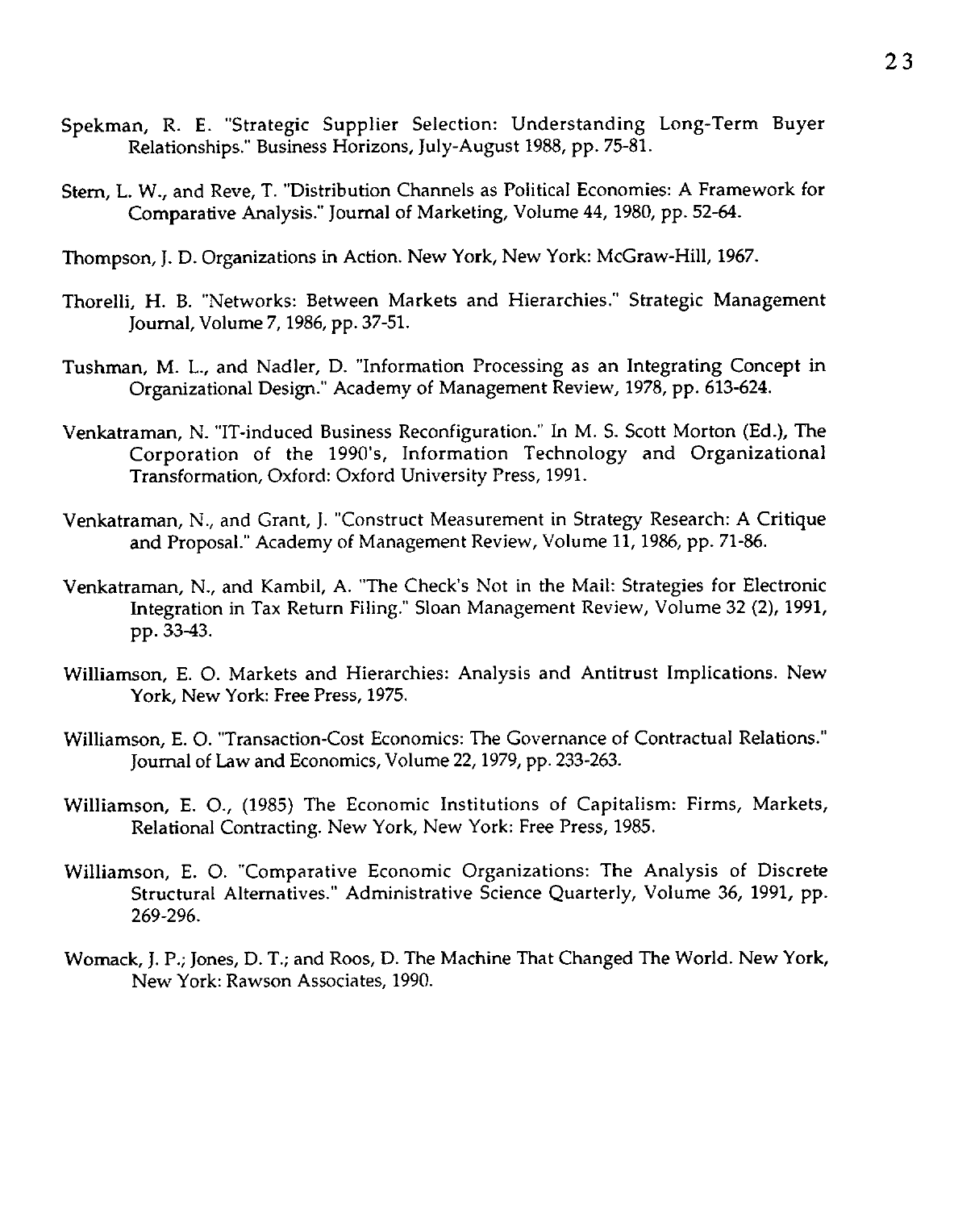Spekman, R. E. "Strategic Supplier Selection: Understanding Long-Term Buyer Relationships." Business Horizons, July-August 1988, pp. 75-81.

Stern, L. W., and Reve, T. "Distribution Channels as Political Economies: A Framework for Comparative Analysis." Journal of Marketing, Volume 44, 1980, pp. 52-64.

Thompson, J. D. Organizations in Action. New York, New York: McGraw-Hill, 1967.

Thorelli, H. B. "Networks: Between Markets and Hierarchies." Strategic Management Journal, Volume 7, 1986, pp. 37-51.

Tushman, M. L., and Nadler, D. "Information Processing as an Integrating Concept in Organizational Design." Academy of Management Review, 1978, pp. 613-624.

Venkatraman, N. "IT-induced Business Reconfiguration." In M. S. Scott Morton (Ed.), The Corporation of the 1990's, Information Technology and Organizational Transformation, Oxford: Oxford University Press, 1991.

Venkatraman, N., and Grant, J. "Construct Measurement in Strategy Research: A Critique and Proposal." Academy of Management Review, Volume 11, 1986, pp. 71-86.

Venkatraman, N., and Kambil, A. "The Check's Not in the Mail: Strategies for Electronic Integration in Tax Return Filing." Sloan Management Review, Volume 32 (2), 1991, pp. 33-43.

Williamson, E. O. Markets and Hierarchies: Analysis and Antitrust Implications. New York, New York: Free Press, 1975.

Williamson, E. O. "Transaction-Cost Economics: The Governance of Contractual Relations." Journal of Law and Economics, Volume 22, 1979, pp. 233-263.

Williamson, E. O., (1985) The Economic Institutions of Capitalism: Firms, Markets, Relational Contracting. New York, New York: Free Press, 1985.

Williamson, E. O. "Comparative Economic Organizations: The Analysis of Discrete Structural Alternatives." Administrative Science Quarterly, Volume 36, 1991, pp. 269-296.

Womack, J. P.; Jones, D. T.; and Roos, D. The Machine That Changed The World. New York, New York: Rawson Associates, 1990.